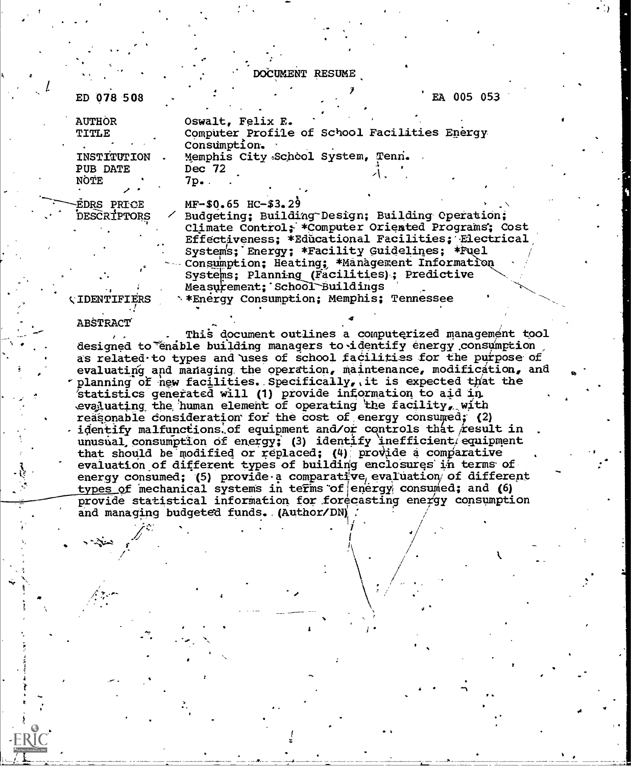# DOCUMENT RESUME

ED 078 508 EA 005 053

| | |
|---|---|
| AUTHOR | Oswalt, Felix E. |
| TITLE | Computer Profile of School Facilities Energy Consumption. |
| INSTITUTION | Memphis City School System, Tenn. |
| PUB DATE | Dec 72 |
| NOTE | 7p. |
| EDRS PRICE | MF-$0.65 HC-$3.29 |
| DESCRIPTORS | Budgeting; Building Design; Building Operation; Climate Control; *Computer Oriented Programs; Cost Effectiveness; *Educational Facilities; Electrical Systems; Energy; *Facility Guidelines; *Fuel Consumption; Heating; *Management Information Systems; Planning (Facilities); Predictive Measurement; School Buildings |
| IDENTIFIERS | *Energy Consumption; Memphis; Tennessee |

ABSTRACT

This document outlines a computerized management tool designed to enable building managers to identify energy consumption as related to types and uses of school facilities for the purpose of evaluating and managing the operation, maintenance, modification, and planning of new facilities. Specifically, it is expected that the statistics generated will (1) provide information to aid in evaluating the human element of operating the facility, with reasonable consideration for the cost of energy consumed; (2) identify malfunctions of equipment and/or controls that result in unusual consumption of energy; (3) identify inefficient equipment that should be modified or replaced; (4) provide a comparative evaluation of different types of building enclosures in terms of energy consumed; (5) provide a comparative evaluation of different types of mechanical systems in terms of energy consumed; and (6) provide statistical information for forecasting energy consumption and managing budgeted funds. (Author/DN)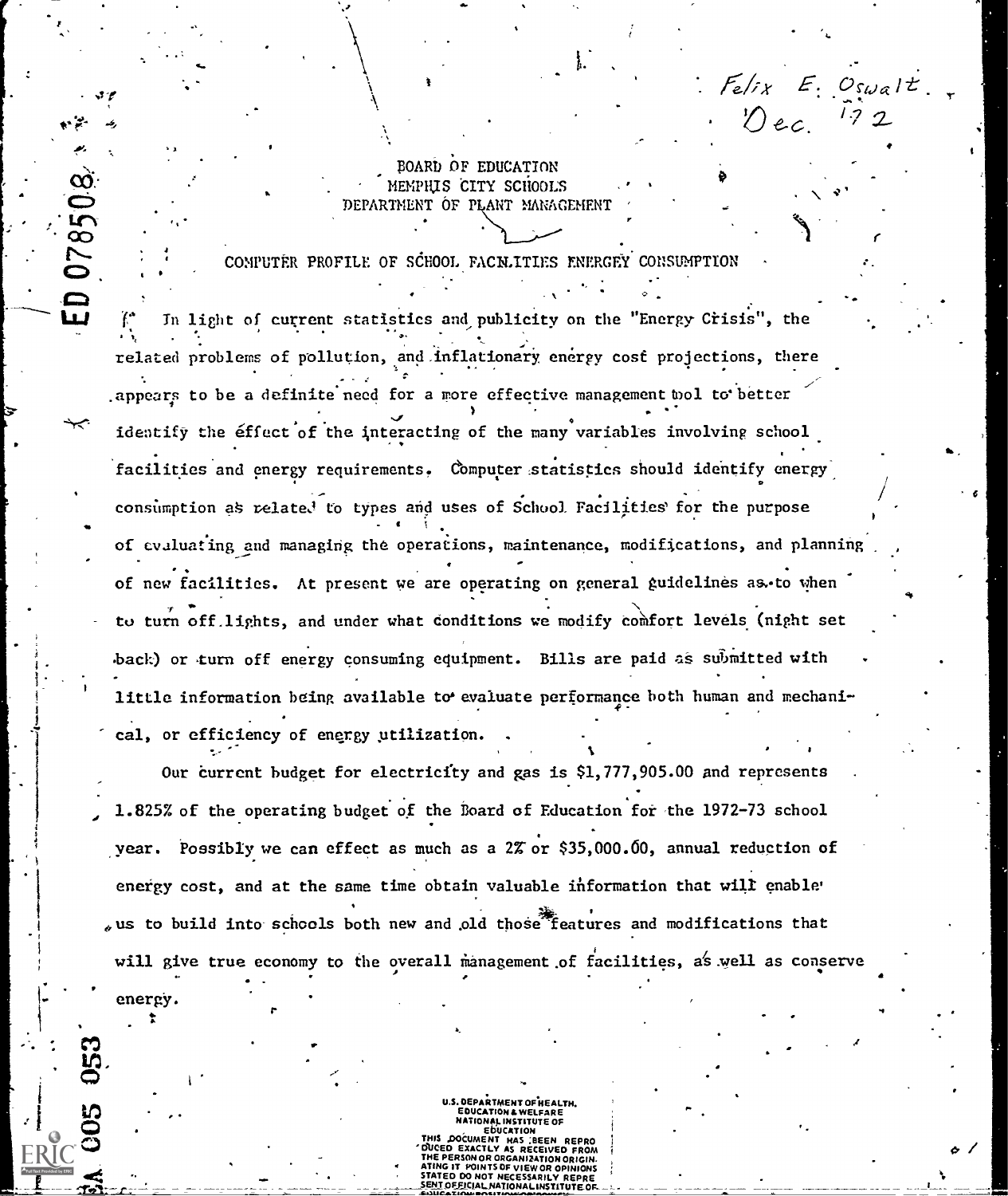Felix E. Oswalt
Dec. '72

BOARD OF EDUCATION
MEMPHIS CITY SCHOOLS
DEPARTMENT OF PLANT MANAGEMENT

COMPUTER PROFILE OF SCHOOL FACILITIES ENERGY CONSUMPTION

In light of current statistics and publicity on the "Energy Crisis", the related problems of pollution, and inflationary energy cost projections, there appears to be a definite need for a more effective management tool to better identify the effect of the interacting of the many variables involving school facilities and energy requirements. Computer statistics should identify energy consumption as related to types and uses of School Facilities for the purpose of evaluating and managing the operations, maintenance, modifications, and planning of new facilities. At present we are operating on general guidelines as to when to turn off lights, and under what conditions we modify comfort levels (night set back) or turn off energy consuming equipment. Bills are paid as submitted with little information being available to evaluate performance both human and mechanical, or efficiency of energy utilization.

Our current budget for electricity and gas is $1,777,905.00 and represents 1.825% of the operating budget of the Board of Education for the 1972-73 school year. Possibly we can effect as much as a 2% or $35,000.00, annual reduction of energy cost, and at the same time obtain valuable information that will enable us to build into schools both new and old those features and modifications that will give true economy to the overall management of facilities, as well as conserve energy.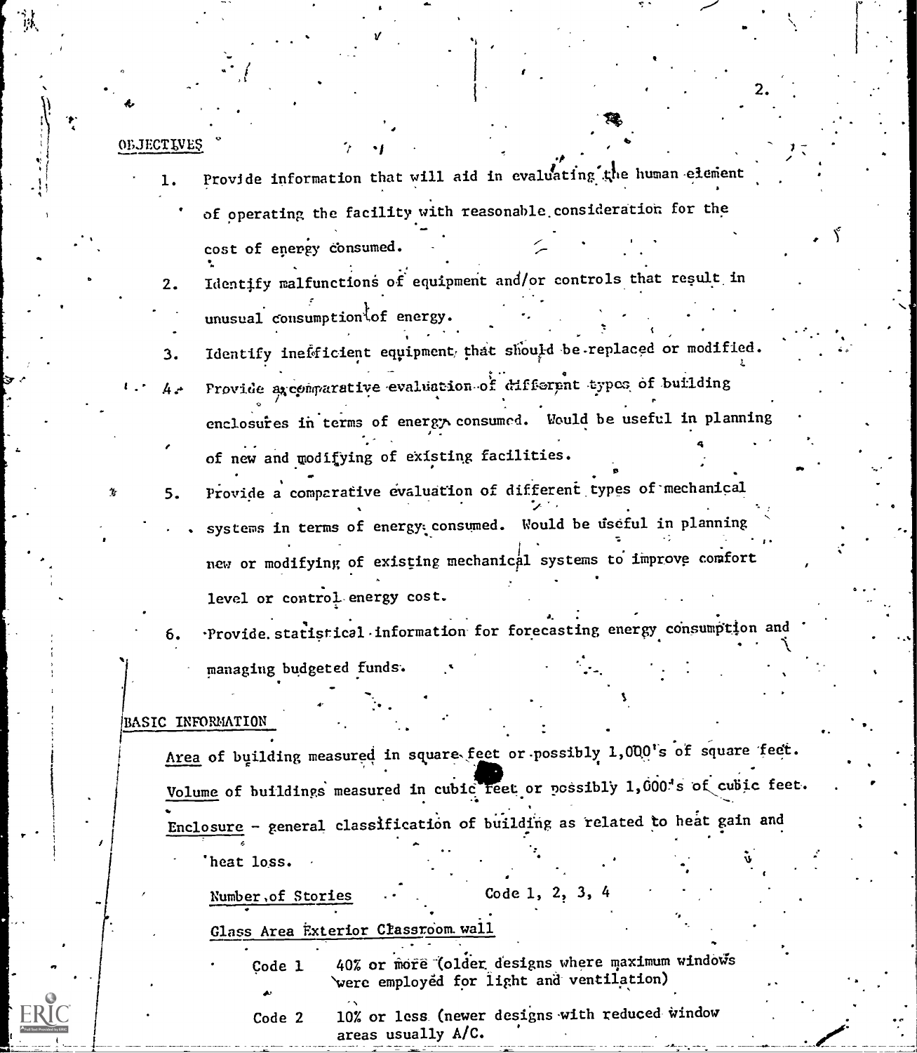## OBJECTIVES

1. Provide information that will aid in evaluating the human element of operating the facility with reasonable consideration for the cost of energy consumed.
2. Identify malfunctions of equipment and/or controls that result in unusual consumption of energy.
3. Identify inefficient equipment that should be replaced or modified.
4. Provide a comparative evaluation of different types of building enclosures in terms of energy consumed. Would be useful in planning of new and modifying of existing facilities.
5. Provide a comparative evaluation of different types of mechanical systems in terms of energy consumed. Would be useful in planning new or modifying of existing mechanical systems to improve comfort level or control energy cost.
6. Provide statistical information for forecasting energy consumption and managing budgeted funds.

## BASIC INFORMATION

Area of building measured in square feet or possibly 1,000's of square feet.

Volume of buildings measured in cubic feet or possibly 1,000's of cubic feet.

Enclosure - general classification of building as related to heat gain and heat loss.

Number of Stories — Code 1, 2, 3, 4

Glass Area Exterior Classroom wall

- Code 1 — 40% or more (older designs where maximum windows were employed for light and ventilation)
- Code 2 — 10% or less (newer designs with reduced window areas usually A/C.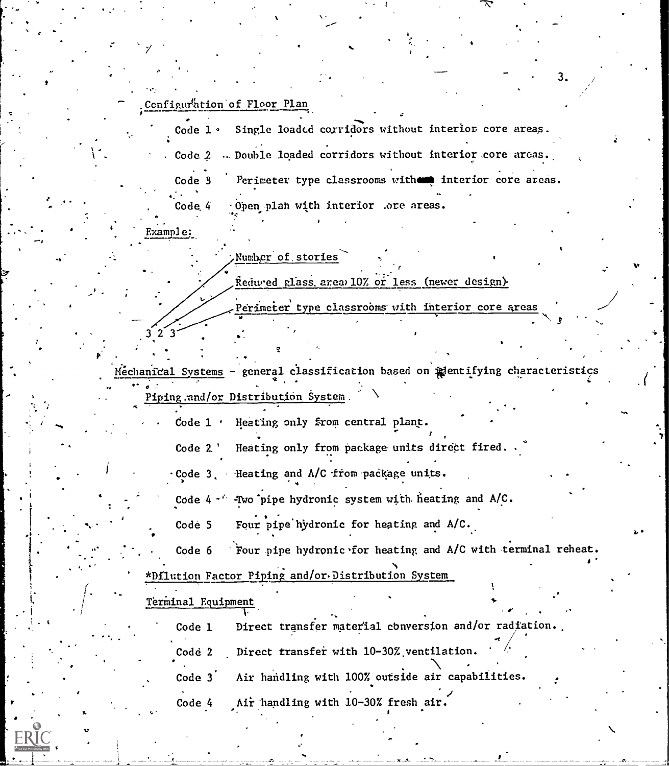Configuration of Floor Plan

Code 1 Single loaded corridors without interior core areas.

Code 2 Double loaded corridors without interior core areas.

Code 3 Perimeter type classrooms with interior core areas.

Code 4 Open plan with interior core areas.

Example:

3 2 3

- 3 — Number of stories
- 2 — Reduced glass area 10% or less (newer design)
- 3 — Perimeter type classrooms with interior core areas

Mechanical Systems - general classification based on identifying characteristics

Piping and/or Distribution System

Code 1 Heating only from central plant.

Code 2 Heating only from package units direct fired.

Code 3 Heating and A/C from package units.

Code 4 Two pipe hydronic system with heating and A/C.

Code 5 Four pipe hydronic for heating and A/C.

Code 6 Four pipe hydronic for heating and A/C with terminal reheat.

*Dilution Factor Piping and/or Distribution System

Terminal Equipment

Code 1 Direct transfer material conversion and/or radiation.

Code 2 Direct transfer with 10-30% ventilation.

Code 3 Air handling with 100% outside air capabilities.

Code 4 Air handling with 10-30% fresh air.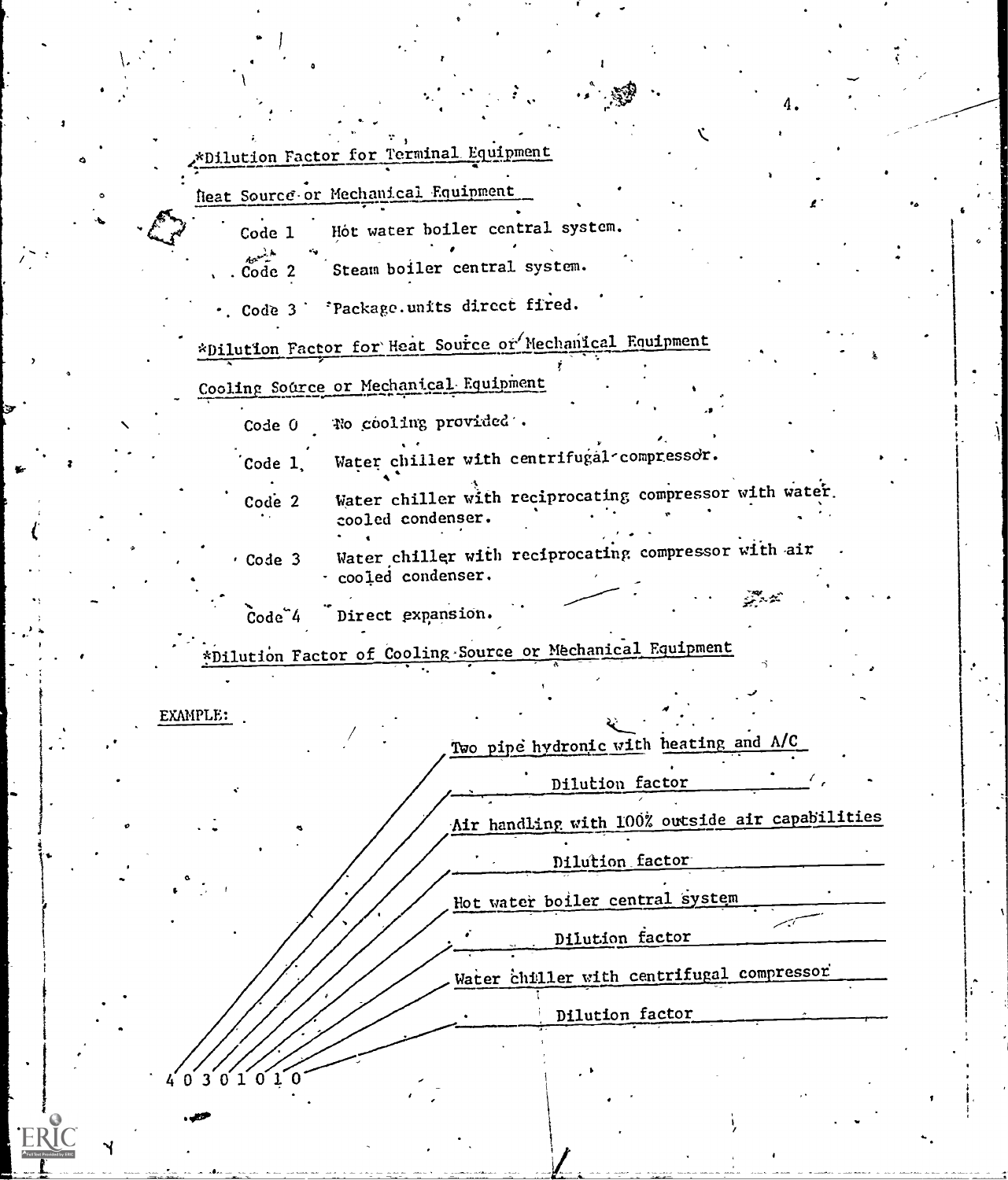*Dilution Factor for Terminal Equipment

Heat Source or Mechanical Equipment

- Code 1 Hot water boiler central system.
- Code 2 Steam boiler central system.
- Code 3 Package units direct fired.

*Dilution Factor for Heat Source or Mechanical Equipment

Cooling Source or Mechanical Equipment

- Code 0 No cooling provided.
- Code 1 Water chiller with centrifugal compressor.
- Code 2 Water chiller with reciprocating compressor with water cooled condenser.
- Code 3 Water chiller with reciprocating compressor with air cooled condenser.
- Code 4 Direct expansion.

*Dilution Factor of Cooling Source or Mechanical Equipment

EXAMPLE:

4 0 3 0 1 0 1 0

- Two pipe hydronic with heating and A/C
- Dilution factor
- Air handling with 100% outside air capabilities
- Dilution factor
- Hot water boiler central system
- Dilution factor
- Water chiller with centrifugal compressor
- Dilution factor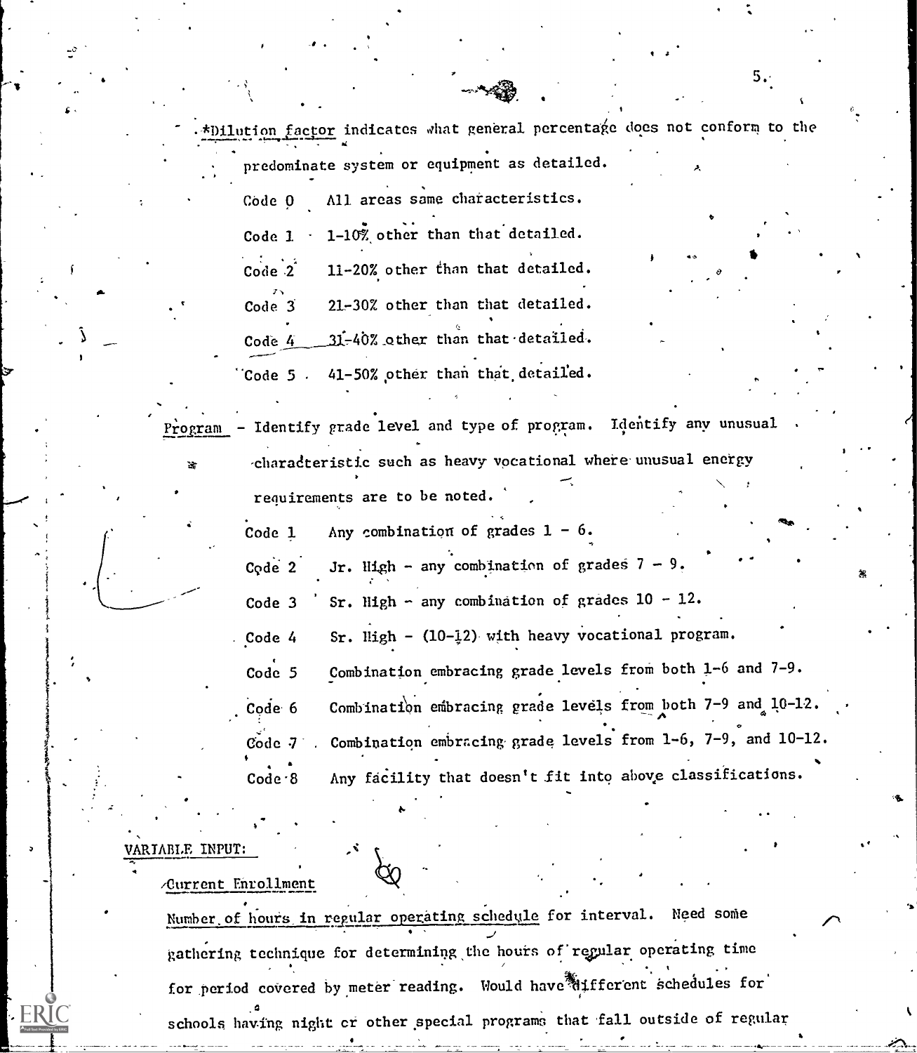*Dilution factor indicates what general percentage does not conform to the predominate system or equipment as detailed.

Code 0 All areas same characteristics.

Code 1 1-10% other than that detailed.

Code 2 11-20% other than that detailed.

Code 3 21-30% other than that detailed.

Code 4 31-40% other than that detailed.

Code 5 41-50% other than that detailed.

Program - Identify grade level and type of program. Identify any unusual characteristic such as heavy vocational where unusual energy requirements are to be noted.

Code 1 Any combination of grades 1 - 6.

Code 2 Jr. High - any combination of grades 7 - 9.

Code 3 Sr. High - any combination of grades 10 - 12.

Code 4 Sr. High - (10-12) with heavy vocational program.

Code 5 Combination embracing grade levels from both 1-6 and 7-9.

Code 6 Combination embracing grade levels from both 7-9 and 10-12.

Code 7 Combination embracing grade levels from 1-6, 7-9, and 10-12.

Code 8 Any facility that doesn't fit into above classifications.

VARIABLE INPUT:

Current Enrollment

Number of hours in regular operating schedule for interval. Need some gathering technique for determining the hours of regular operating time for period covered by meter reading. Would have different schedules for schools having night or other special programs that fall outside of regular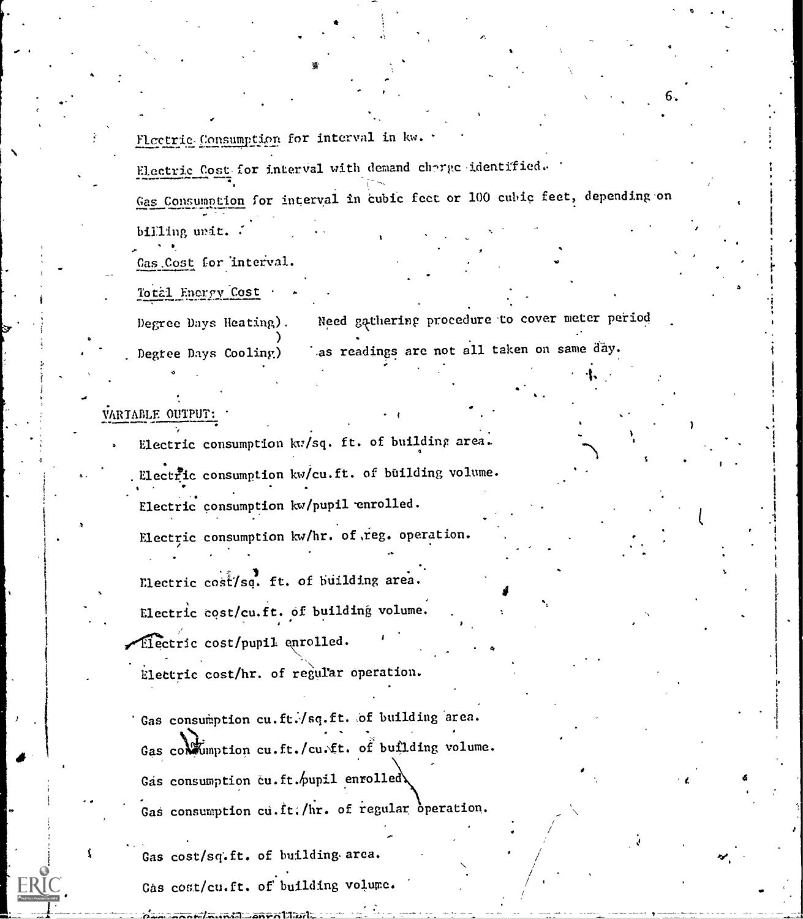Electric Consumption for interval in kw.

Electric Cost for interval with demand charge identified.

Gas Consumption for interval in cubic feet or 100 cubic feet, depending on billing unit.

Gas Cost for interval.

Total Energy Cost

Degree Days Heating) Need gathering procedure to cover meter period
Degree Days Cooling) as readings are not all taken on same day.

VARIABLE OUTPUT:

Electric consumption kw/sq. ft. of building area.

Electric consumption kw/cu.ft. of building volume.

Electric consumption kw/pupil enrolled.

Electric consumption kw/hr. of reg. operation.

Electric cost/sq. ft. of building area.

Electric cost/cu.ft. of building volume.

Electric cost/pupil enrolled.

Electric cost/hr. of regular operation.

Gas consumption cu.ft./sq.ft. of building area.

Gas consumption cu.ft./cu.ft. of building volume.

Gas consumption cu.ft./pupil enrolled.

Gas consumption cu.ft./hr. of regular operation.

Gas cost/sq.ft. of building area.

Gas cost/cu.ft. of building volume.

Gas cost/pupil enrolled.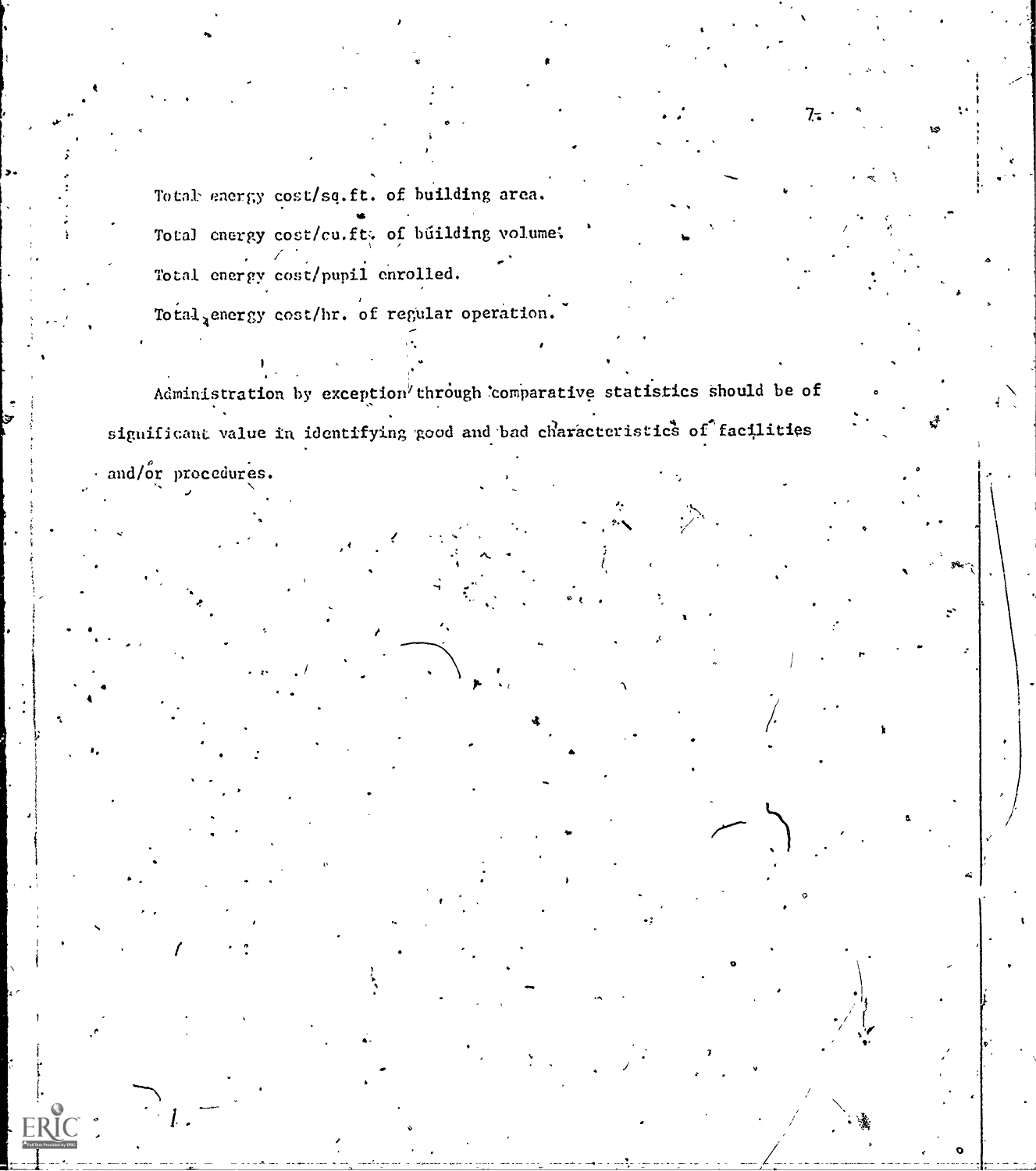Total energy cost/sq.ft. of building area.

Total energy cost/cu.ft. of building volume.

Total energy cost/pupil enrolled.

Total energy cost/hr. of regular operation.

Administration by exception through comparative statistics should be of significant value in identifying good and bad characteristics of facilities and/or procedures.